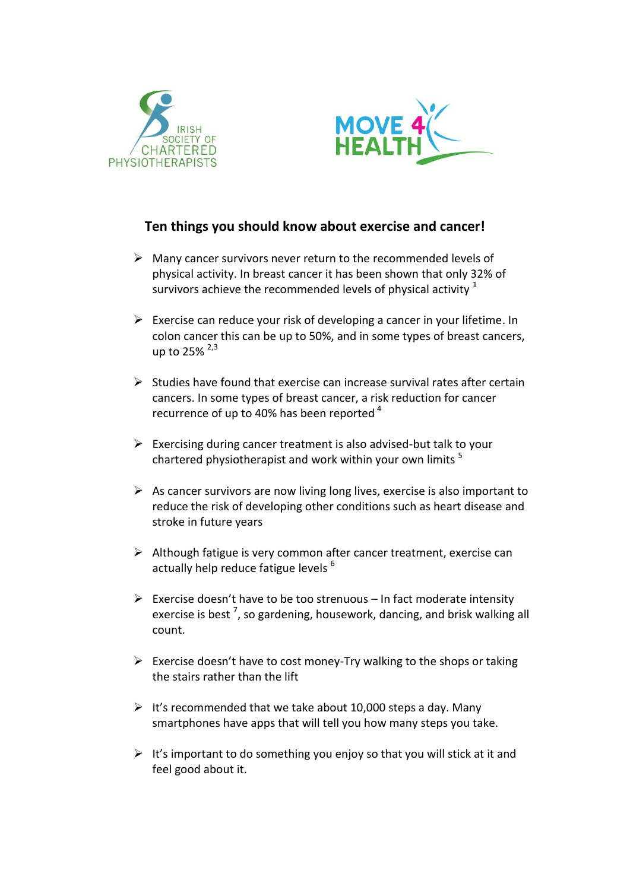IRISH SOCIETY OF CHARTERED PHYSIOTHERAPISTS

MOVE 4 HEALTH

## Ten things you should know about exercise and cancer!

- Many cancer survivors never return to the recommended levels of physical activity. In breast cancer it has been shown that only 32% of survivors achieve the recommended levels of physical activity [1]

- Exercise can reduce your risk of developing a cancer in your lifetime. In colon cancer this can be up to 50%, and in some types of breast cancers, up to 25% [2,3]

- Studies have found that exercise can increase survival rates after certain cancers. In some types of breast cancer, a risk reduction for cancer recurrence of up to 40% has been reported [4]

- Exercising during cancer treatment is also advised-but talk to your chartered physiotherapist and work within your own limits [5]

- As cancer survivors are now living long lives, exercise is also important to reduce the risk of developing other conditions such as heart disease and stroke in future years

- Although fatigue is very common after cancer treatment, exercise can actually help reduce fatigue levels [6]

- Exercise doesn't have to be too strenuous – In fact moderate intensity exercise is best [7], so gardening, housework, dancing, and brisk walking all count.

- Exercise doesn't have to cost money-Try walking to the shops or taking the stairs rather than the lift

- It's recommended that we take about 10,000 steps a day. Many smartphones have apps that will tell you how many steps you take.

- It's important to do something you enjoy so that you will stick at it and feel good about it.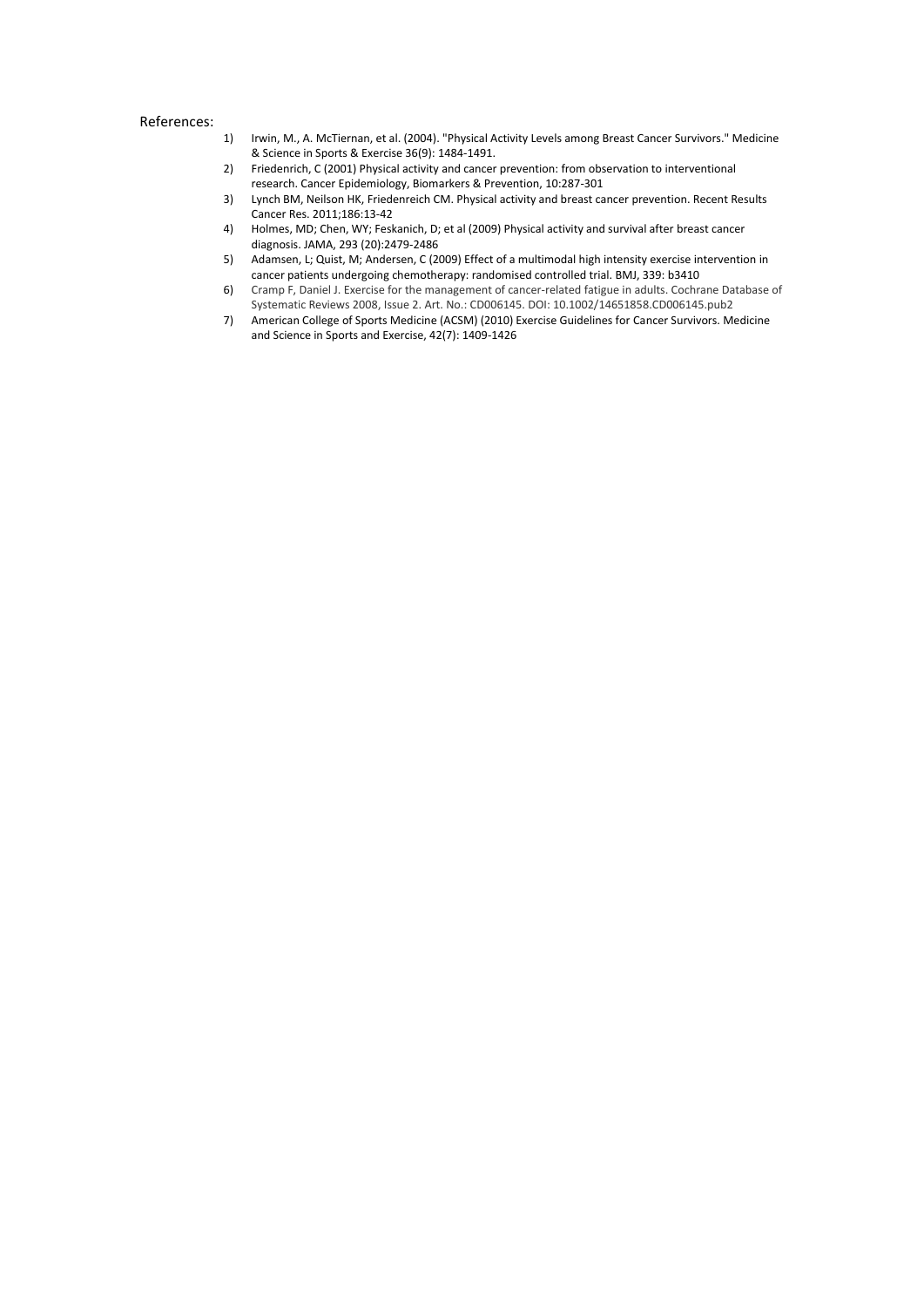References:

1) Irwin, M., A. McTiernan, et al. (2004). "Physical Activity Levels among Breast Cancer Survivors." Medicine & Science in Sports & Exercise 36(9): 1484-1491.
2) Friedenrich, C (2001) Physical activity and cancer prevention: from observation to interventional research. Cancer Epidemiology, Biomarkers & Prevention, 10:287-301
3) Lynch BM, Neilson HK, Friedenreich CM. Physical activity and breast cancer prevention. Recent Results Cancer Res. 2011;186:13-42
4) Holmes, MD; Chen, WY; Feskanich, D; et al (2009) Physical activity and survival after breast cancer diagnosis. JAMA, 293 (20):2479-2486
5) Adamsen, L; Quist, M; Andersen, C (2009) Effect of a multimodal high intensity exercise intervention in cancer patients undergoing chemotherapy: randomised controlled trial. BMJ, 339: b3410
6) Cramp F, Daniel J. Exercise for the management of cancer-related fatigue in adults. Cochrane Database of Systematic Reviews 2008, Issue 2. Art. No.: CD006145. DOI: 10.1002/14651858.CD006145.pub2
7) American College of Sports Medicine (ACSM) (2010) Exercise Guidelines for Cancer Survivors. Medicine and Science in Sports and Exercise, 42(7): 1409-1426